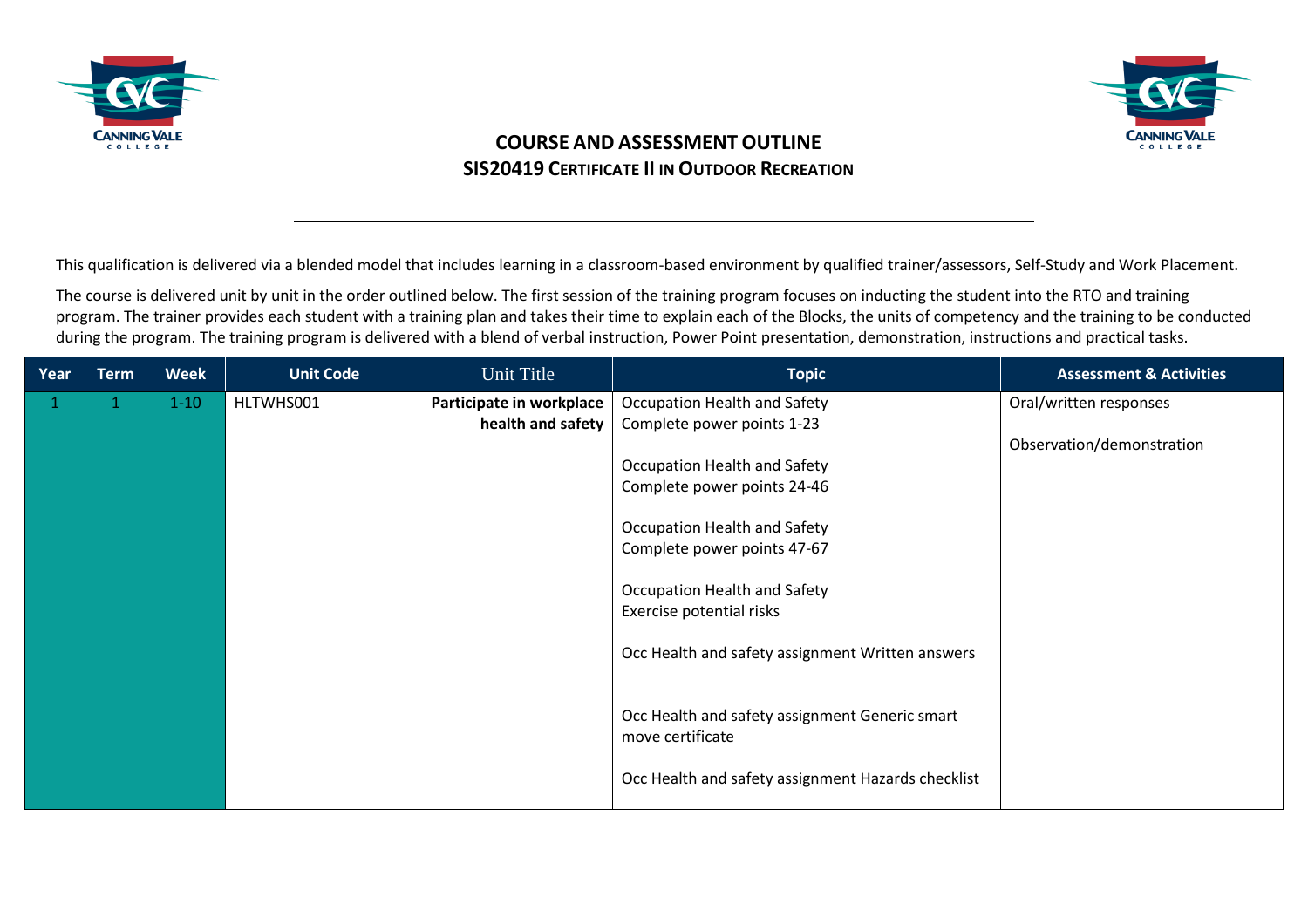# COURSE AND ASSESSMENT OUTLINE

## SIS20419 CERTIFICATE II IN OUTDOOR RECREATION

This qualification is delivered via a blended model that includes learning in a classroom-based environment by qualified trainer/assessors, Self-Study and Work Placement.

The course is delivered unit by unit in the order outlined below. The first session of the training program focuses on inducting the student into the RTO and training program. The trainer provides each student with a training plan and takes their time to explain each of the Blocks, the units of competency and the training to be conducted during the program. The training program is delivered with a blend of verbal instruction, Power Point presentation, demonstration, instructions and practical tasks.

| Year | Term | Week | Unit Code | Unit Title | Topic | Assessment & Activities |
|---|---|---|---|---|---|---|
| 1 | 1 | 1-10 | HLTWHS001 | **Participate in workplace health and safety** | Occupation Health and Safety<br>Complete power points 1-23<br><br>Occupation Health and Safety<br>Complete power points 24-46<br><br>Occupation Health and Safety<br>Complete power points 47-67<br><br>Occupation Health and Safety<br>Exercise potential risks<br><br>Occ Health and safety assignment Written answers<br><br>Occ Health and safety assignment Generic smart move certificate<br><br>Occ Health and safety assignment Hazards checklist | Oral/written responses<br><br>Observation/demonstration |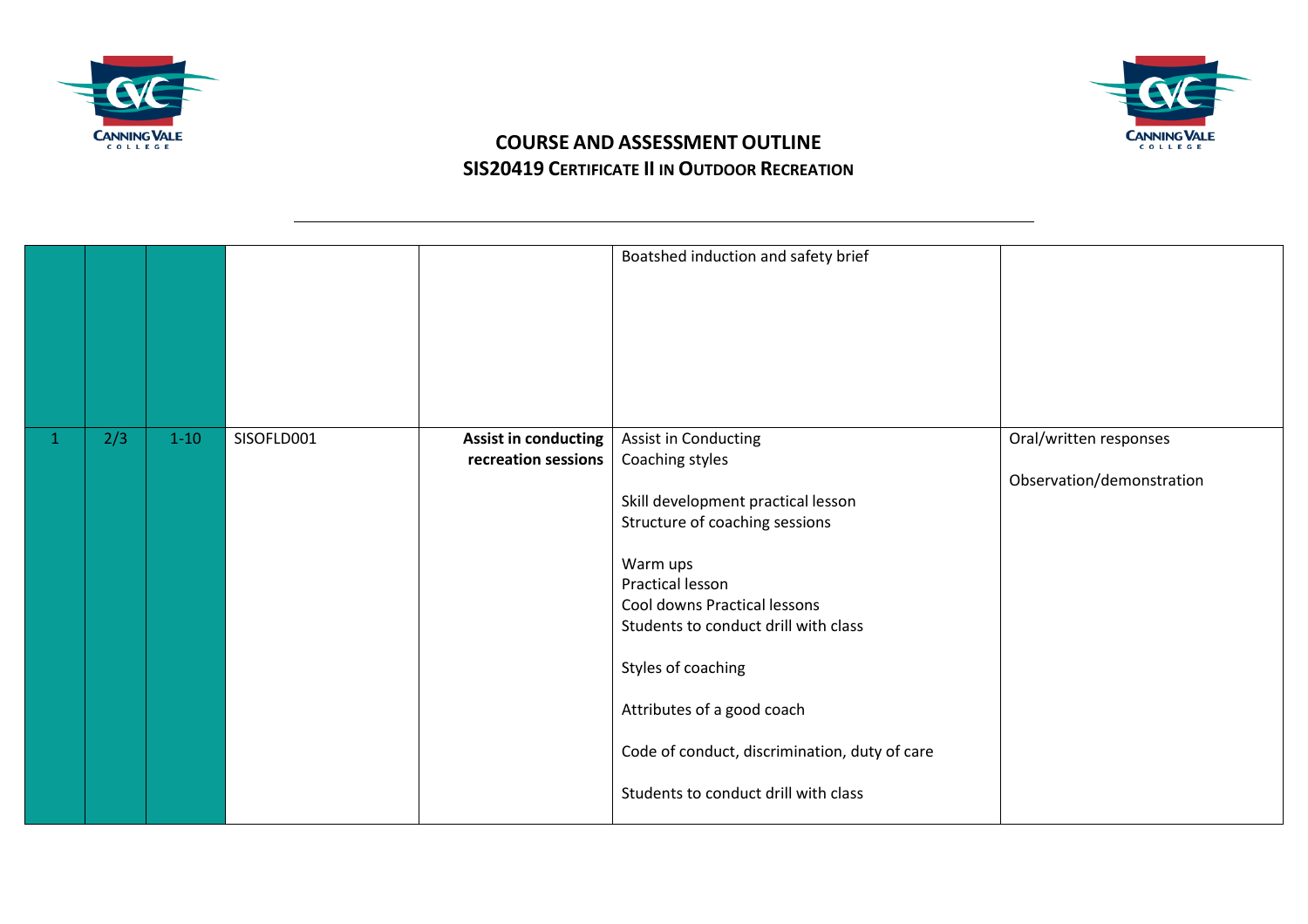# COURSE AND ASSESSMENT OUTLINE

## SIS20419 Certificate II in Outdoor Recreation

| | | | | | | |
|---|---|---|---|---|---|---|
| | | | | | Boatshed induction and safety brief | |
| 1 | 2/3 | 1-10 | SISOFLD001 | **Assist in conducting recreation sessions** | Assist in Conducting<br>Coaching styles<br><br>Skill development practical lesson<br>Structure of coaching sessions<br><br>Warm ups<br>Practical lesson<br>Cool downs Practical lessons<br>Students to conduct drill with class<br><br>Styles of coaching<br><br>Attributes of a good coach<br><br>Code of conduct, discrimination, duty of care<br><br>Students to conduct drill with class | Oral/written responses<br><br>Observation/demonstration |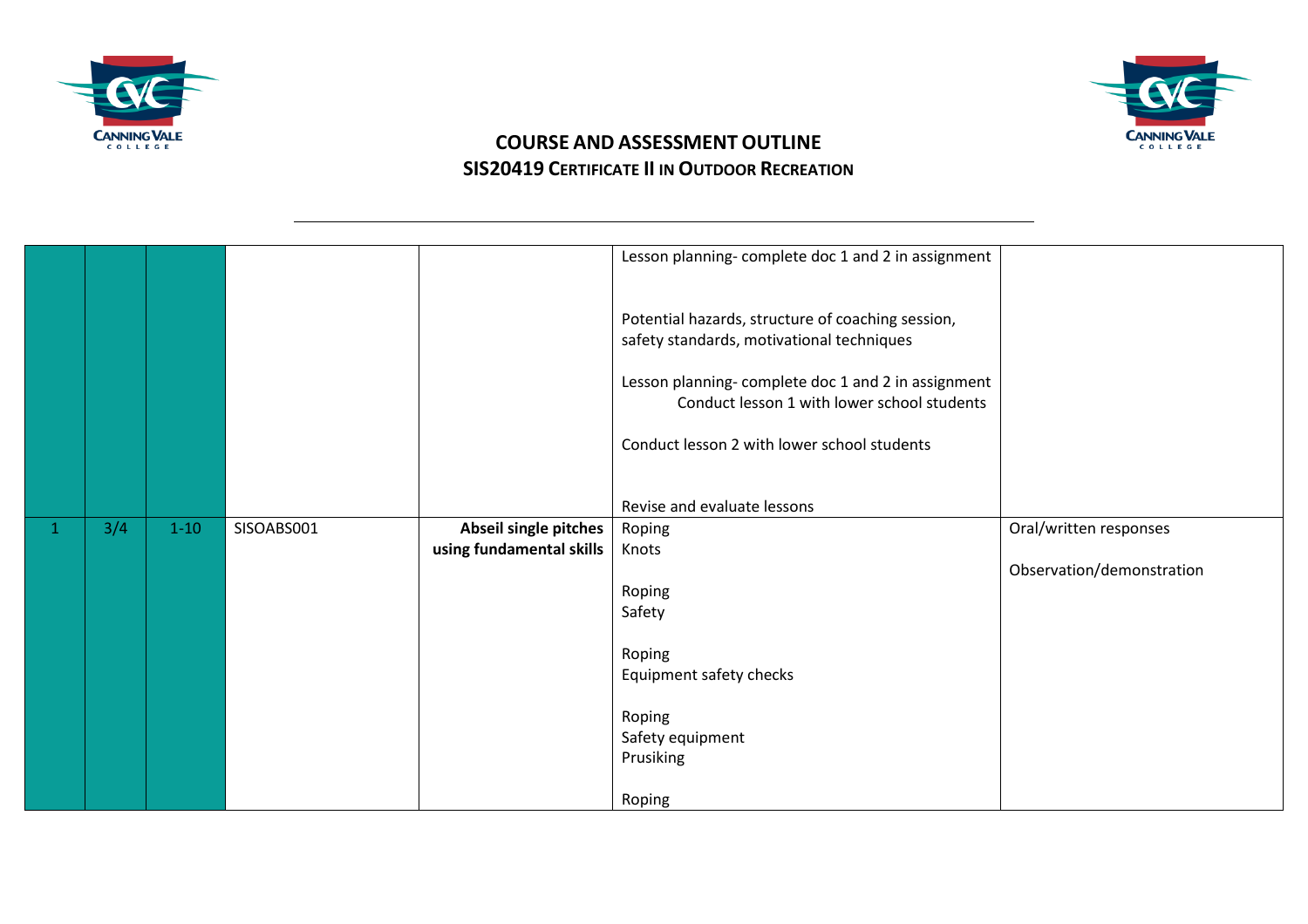## COURSE AND ASSESSMENT OUTLINE
### SIS20419 CERTIFICATE II IN OUTDOOR RECREATION

| | | | | | | |
|---|---|---|---|---|---|---|
| | | | | | Lesson planning- complete doc 1 and 2 in assignment<br><br>Potential hazards, structure of coaching session, safety standards, motivational techniques<br><br>Lesson planning- complete doc 1 and 2 in assignment<br>Conduct lesson 1 with lower school students<br><br>Conduct lesson 2 with lower school students<br><br>Revise and evaluate lessons | |
| 1 | 3/4 | 1-10 | SISOABS001 | **Abseil single pitches using fundamental skills** | Roping<br>Knots<br><br>Roping<br>Safety<br><br>Roping<br>Equipment safety checks<br><br>Roping<br>Safety equipment<br>Prusiking<br><br>Roping | Oral/written responses<br><br>Observation/demonstration |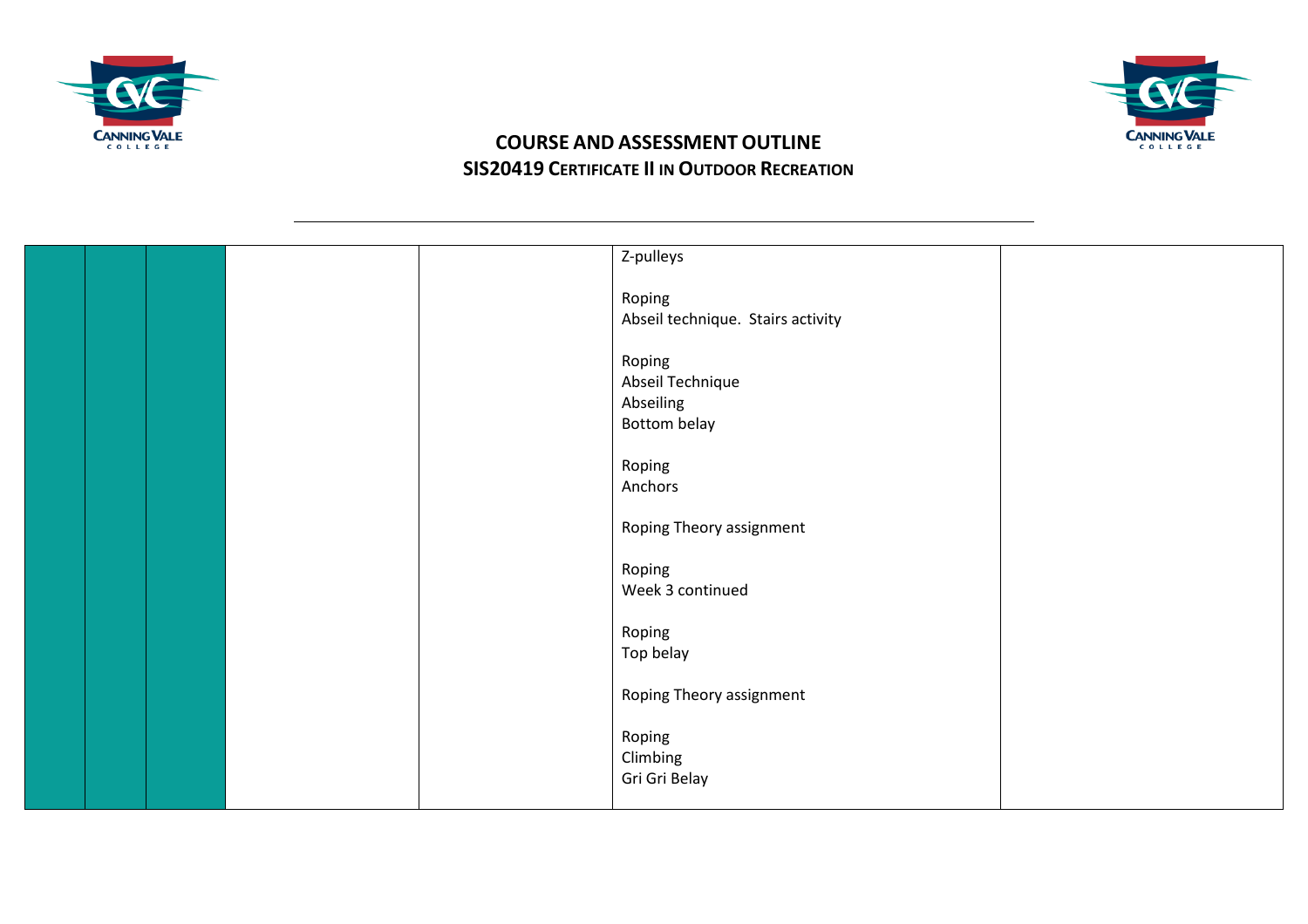| | | | | | | |
|---|---|---|---|---|---|---|
| | | | | | Z-pulleys<br><br>Roping<br>Abseil technique. Stairs activity<br><br>Roping<br>Abseil Technique<br>Abseiling<br>Bottom belay<br><br>Roping<br>Anchors<br><br>Roping Theory assignment<br><br>Roping<br>Week 3 continued<br><br>Roping<br>Top belay<br><br>Roping Theory assignment<br><br>Roping<br>Climbing<br>Gri Gri Belay | |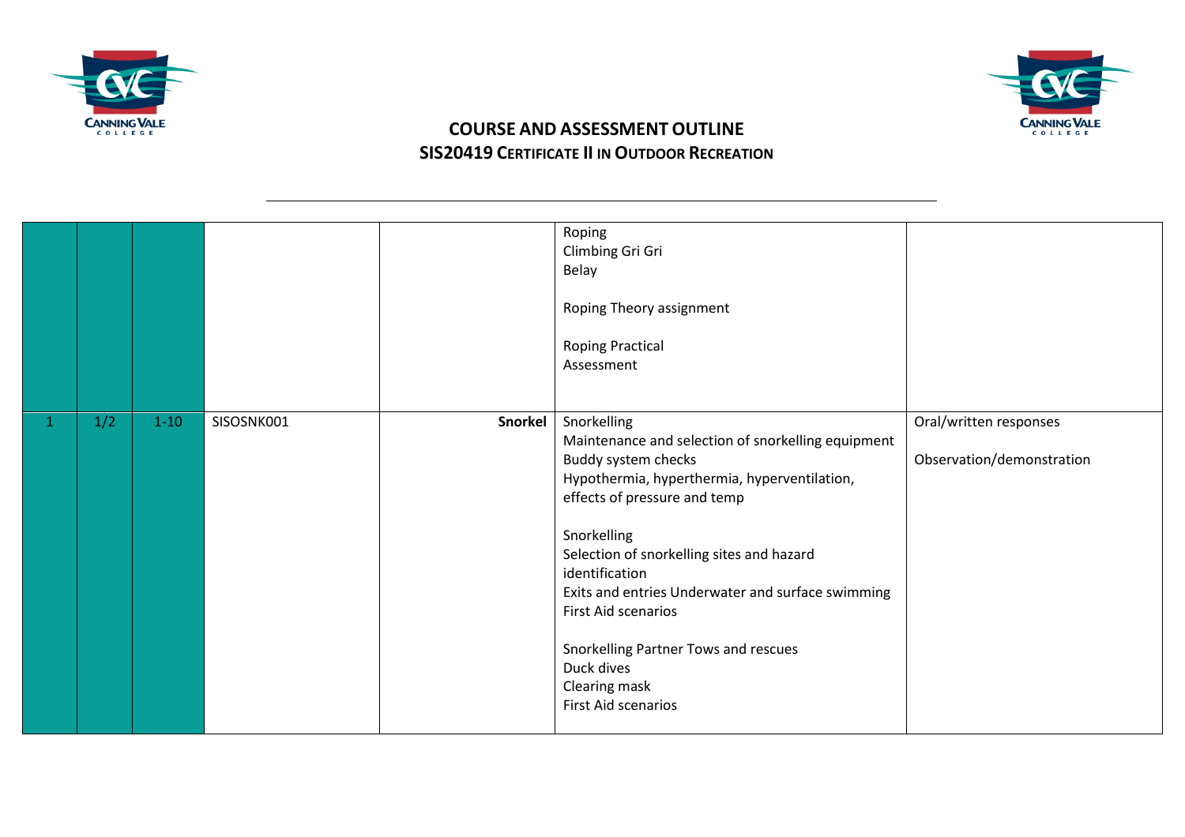## COURSE AND ASSESSMENT OUTLINE
### SIS20419 CERTIFICATE II IN OUTDOOR RECREATION

| | | | | | | |
|---|---|---|---|---|---|---|
| | | | | | Roping<br>Climbing Gri Gri<br>Belay<br><br>Roping Theory assignment<br><br>Roping Practical<br>Assessment | |
| 1 | 1/2 | 1-10 | SISOSNK001 | **Snorkel** | Snorkelling<br>Maintenance and selection of snorkelling equipment<br>Buddy system checks<br>Hypothermia, hyperthermia, hyperventilation, effects of pressure and temp<br><br>Snorkelling<br>Selection of snorkelling sites and hazard identification<br>Exits and entries Underwater and surface swimming<br>First Aid scenarios<br><br>Snorkelling Partner Tows and rescues<br>Duck dives<br>Clearing mask<br>First Aid scenarios | Oral/written responses<br><br>Observation/demonstration |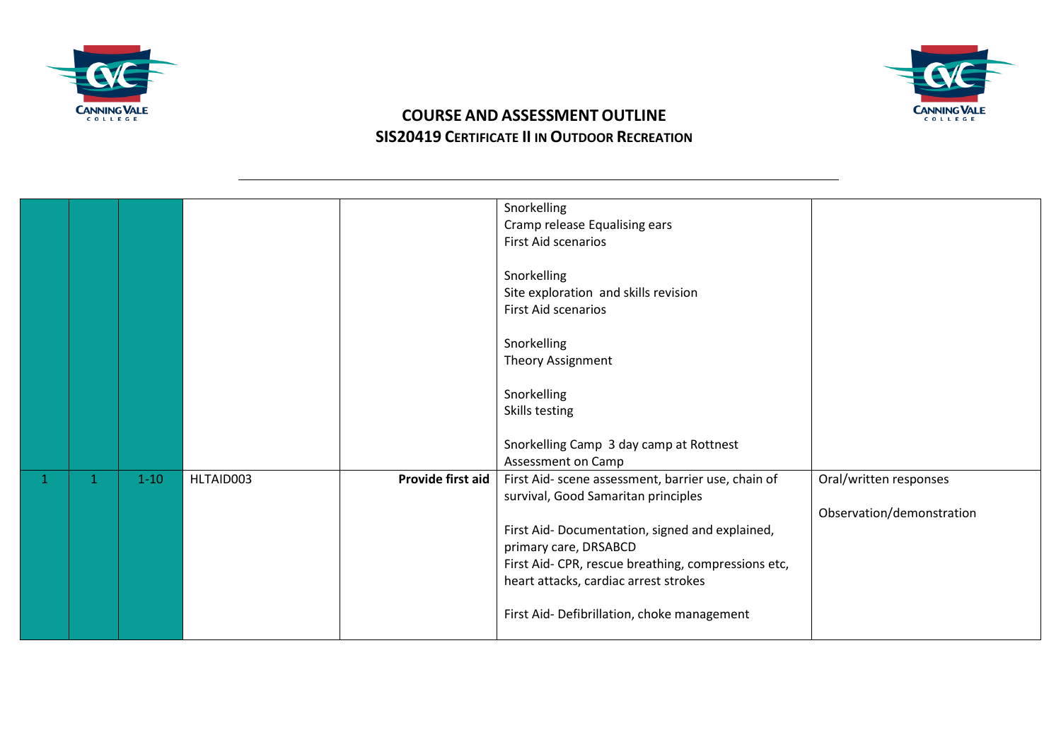## COURSE AND ASSESSMENT OUTLINE
### SIS20419 Certificate II in Outdoor Recreation

| | | | | | | |
|---|---|---|---|---|---|---|
| | | | | | Snorkelling<br>Cramp release Equalising ears<br>First Aid scenarios<br><br>Snorkelling<br>Site exploration and skills revision<br>First Aid scenarios<br><br>Snorkelling<br>Theory Assignment<br><br>Snorkelling<br>Skills testing<br><br>Snorkelling Camp 3 day camp at Rottnest<br>Assessment on Camp | |
| 1 | 1 | 1-10 | HLTAID003 | **Provide first aid** | First Aid- scene assessment, barrier use, chain of survival, Good Samaritan principles<br><br>First Aid- Documentation, signed and explained, primary care, DRSABCD<br>First Aid- CPR, rescue breathing, compressions etc, heart attacks, cardiac arrest strokes<br><br>First Aid- Defibrillation, choke management | Oral/written responses<br><br>Observation/demonstration |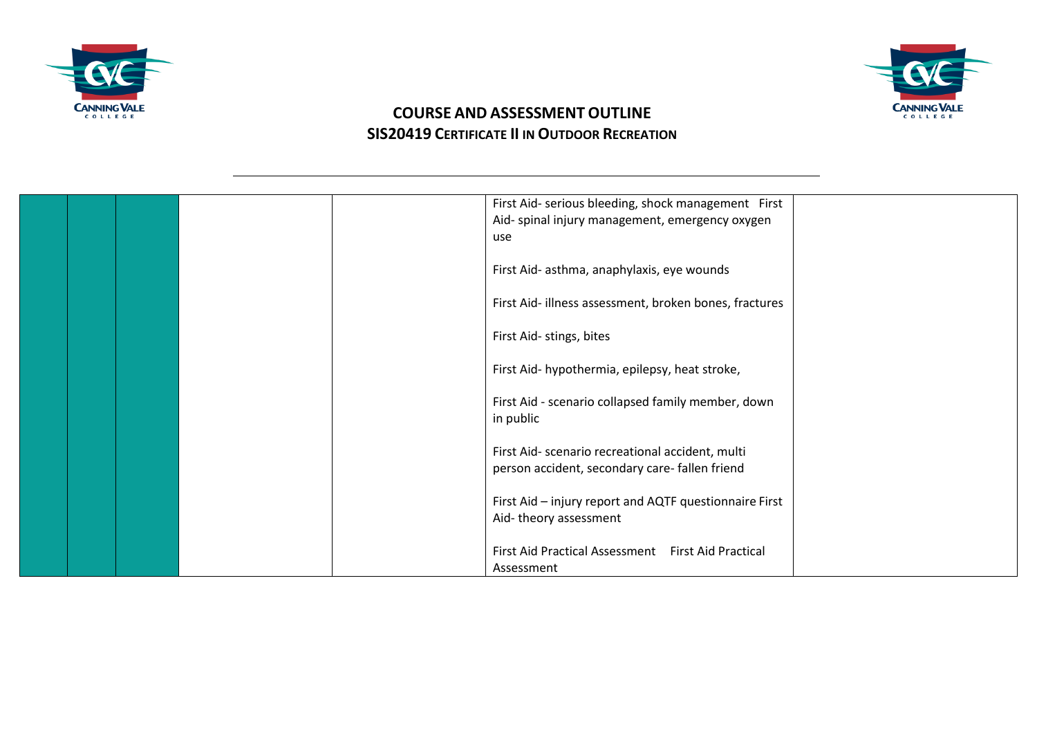| | | | | | | |
|---|---|---|---|---|---|---|
| | | | | | First Aid- serious bleeding, shock management First Aid- spinal injury management, emergency oxygen use<br><br>First Aid- asthma, anaphylaxis, eye wounds<br><br>First Aid- illness assessment, broken bones, fractures<br><br>First Aid- stings, bites<br><br>First Aid- hypothermia, epilepsy, heat stroke,<br><br>First Aid - scenario collapsed family member, down in public<br><br>First Aid- scenario recreational accident, multi person accident, secondary care- fallen friend<br><br>First Aid – injury report and AQTF questionnaire First Aid- theory assessment<br><br>First Aid Practical Assessment First Aid Practical Assessment | |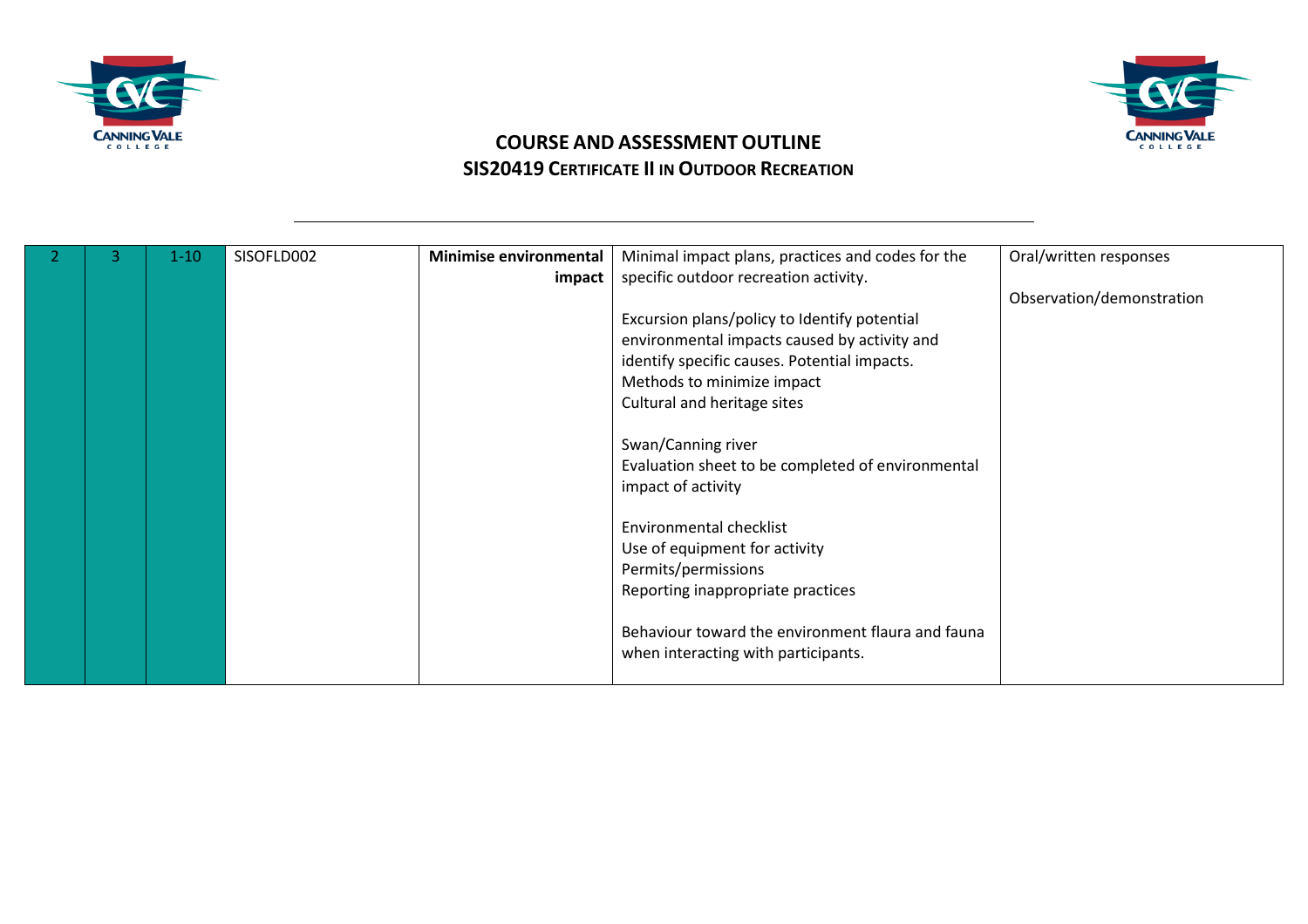**COURSE AND ASSESSMENT OUTLINE**
**SIS20419 CERTIFICATE II IN OUTDOOR RECREATION**

| | | | | | | |
|---|---|---|---|---|---|---|
| 2 | 3 | 1-10 | SISOFLD002 | **Minimise environmental impact** | Minimal impact plans, practices and codes for the specific outdoor recreation activity.<br><br>Excursion plans/policy to Identify potential environmental impacts caused by activity and identify specific causes. Potential impacts.<br>Methods to minimize impact<br>Cultural and heritage sites<br><br>Swan/Canning river<br>Evaluation sheet to be completed of environmental impact of activity<br><br>Environmental checklist<br>Use of equipment for activity<br>Permits/permissions<br>Reporting inappropriate practices<br><br>Behaviour toward the environment flaura and fauna when interacting with participants. | Oral/written responses<br><br>Observation/demonstration |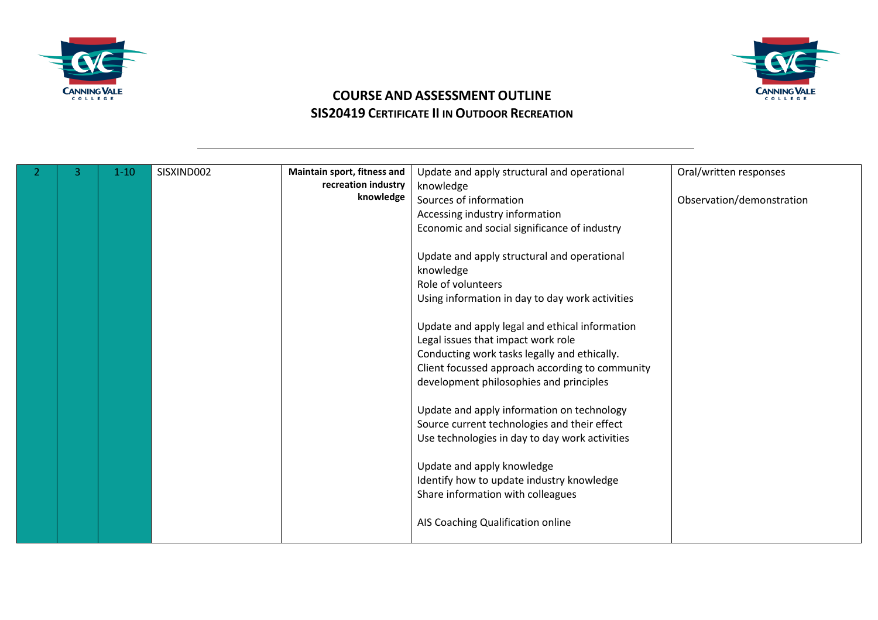# COURSE AND ASSESSMENT OUTLINE

## SIS20419 Certificate II in Outdoor Recreation

| | | | | | | |
|---|---|---|---|---|---|---|
| 2 | 3 | 1-10 | SISXIND002 | **Maintain sport, fitness and recreation industry knowledge** | Update and apply structural and operational knowledge<br>Sources of information<br>Accessing industry information<br>Economic and social significance of industry<br><br>Update and apply structural and operational knowledge<br>Role of volunteers<br>Using information in day to day work activities<br><br>Update and apply legal and ethical information<br>Legal issues that impact work role<br>Conducting work tasks legally and ethically.<br>Client focussed approach according to community development philosophies and principles<br><br>Update and apply information on technology<br>Source current technologies and their effect<br>Use technologies in day to day work activities<br><br>Update and apply knowledge<br>Identify how to update industry knowledge<br>Share information with colleagues<br><br>AIS Coaching Qualification online | Oral/written responses<br><br>Observation/demonstration |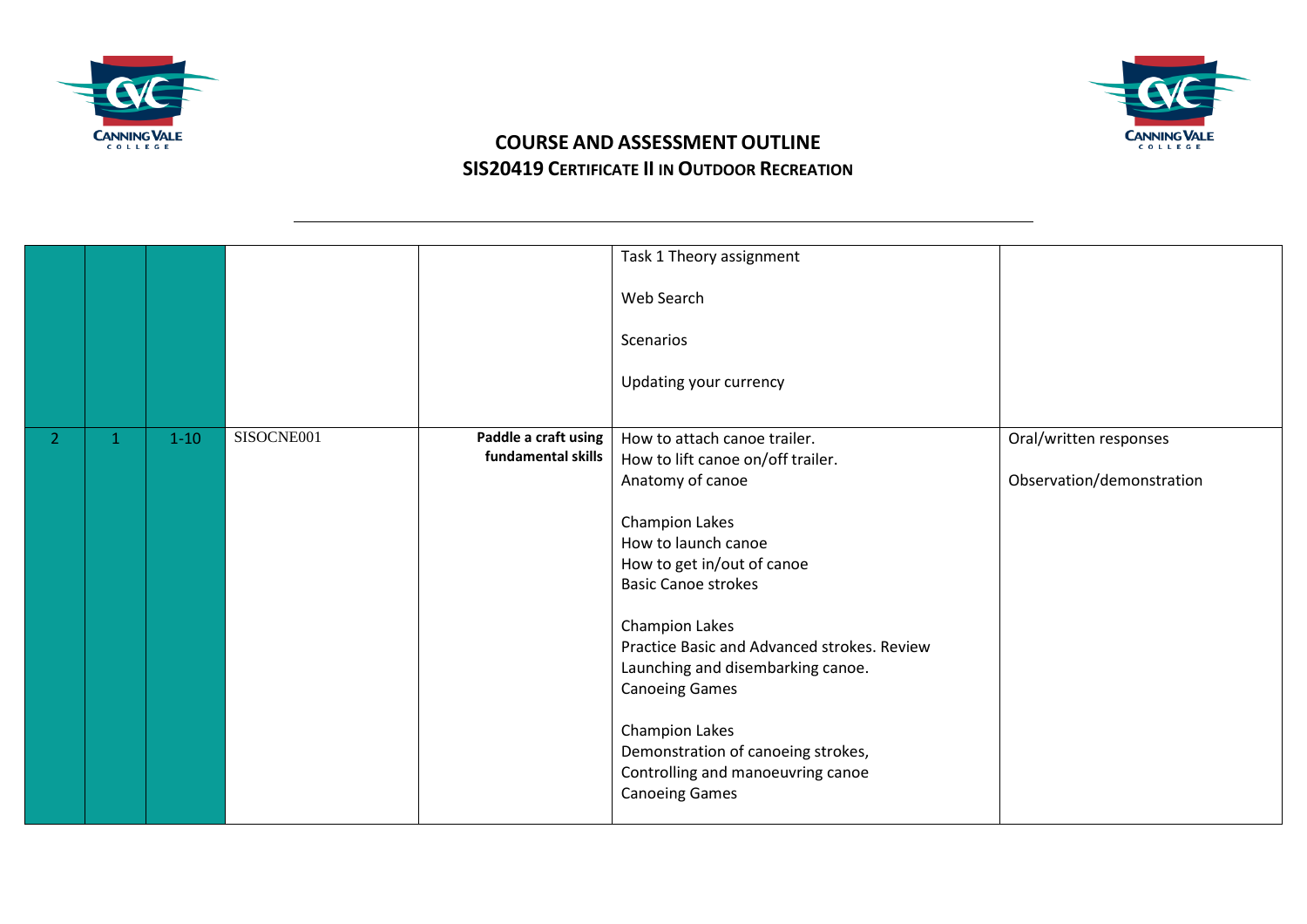# COURSE AND ASSESSMENT OUTLINE
## SIS20419 CERTIFICATE II IN OUTDOOR RECREATION

| | | | | | | |
|---|---|---|---|---|---|---|
| | | | | | Task 1 Theory assignment<br><br>Web Search<br><br>Scenarios<br><br>Updating your currency | |
| 2 | 1 | 1-10 | SISOCNE001 | **Paddle a craft using fundamental skills** | How to attach canoe trailer.<br>How to lift canoe on/off trailer.<br>Anatomy of canoe<br><br>Champion Lakes<br>How to launch canoe<br>How to get in/out of canoe<br>Basic Canoe strokes<br><br>Champion Lakes<br>Practice Basic and Advanced strokes. Review<br>Launching and disembarking canoe.<br>Canoeing Games<br><br>Champion Lakes<br>Demonstration of canoeing strokes,<br>Controlling and manoeuvring canoe<br>Canoeing Games | Oral/written responses<br><br>Observation/demonstration |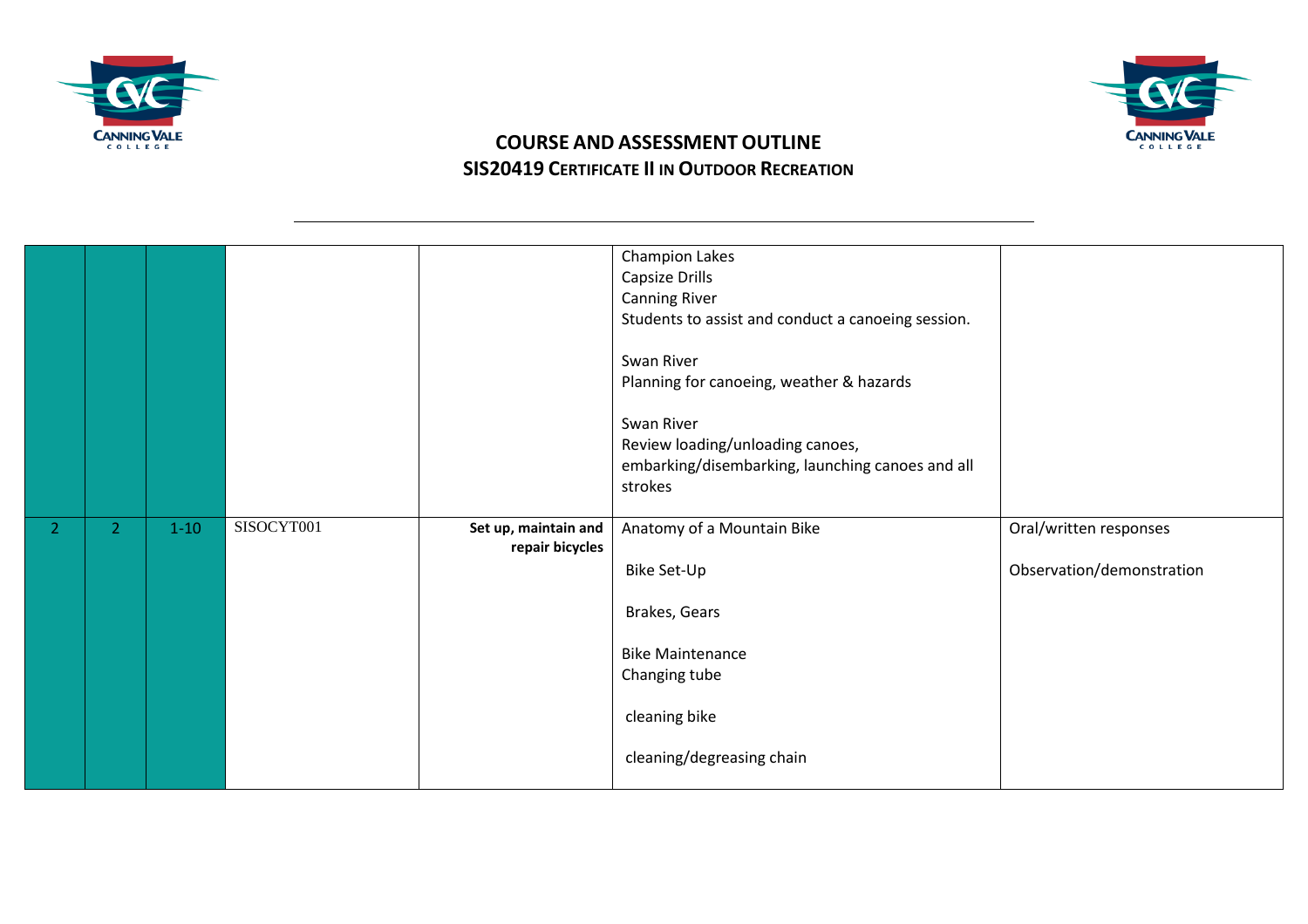## COURSE AND ASSESSMENT OUTLINE
### SIS20419 CERTIFICATE II IN OUTDOOR RECREATION

| | | | | | | |
|---|---|---|---|---|---|---|
| | | | | | Champion Lakes<br>Capsize Drills<br>Canning River<br>Students to assist and conduct a canoeing session.<br><br>Swan River<br>Planning for canoeing, weather & hazards<br><br>Swan River<br>Review loading/unloading canoes, embarking/disembarking, launching canoes and all strokes | |
| 2 | 2 | 1-10 | SISOCYT001 | **Set up, maintain and repair bicycles** | Anatomy of a Mountain Bike<br><br>Bike Set-Up<br><br>Brakes, Gears<br><br>Bike Maintenance<br>Changing tube<br><br>cleaning bike<br><br>cleaning/degreasing chain | Oral/written responses<br><br>Observation/demonstration |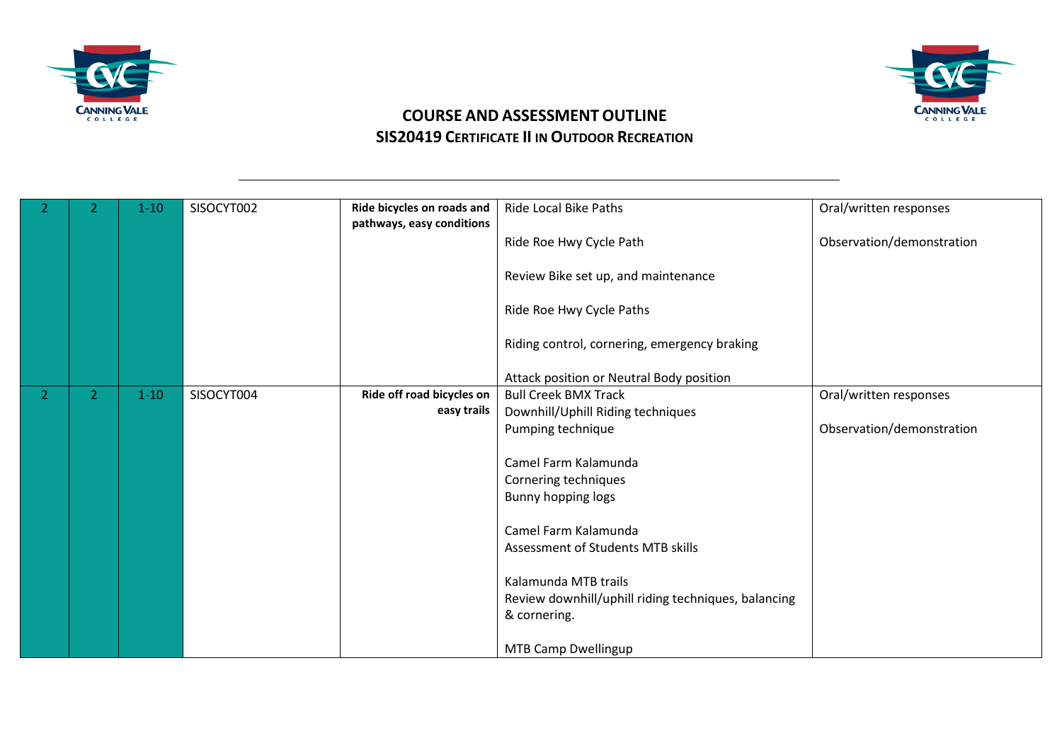**COURSE AND ASSESSMENT OUTLINE**
**SIS20419 CERTIFICATE II IN OUTDOOR RECREATION**

| | | | | | | |
|---|---|---|---|---|---|---|
| 2 | 2 | 1-10 | SISOCYT002 | **Ride bicycles on roads and pathways, easy conditions** | Ride Local Bike Paths<br><br>Ride Roe Hwy Cycle Path<br><br>Review Bike set up, and maintenance<br><br>Ride Roe Hwy Cycle Paths<br><br>Riding control, cornering, emergency braking<br><br>Attack position or Neutral Body position | Oral/written responses<br><br>Observation/demonstration |
| 2 | 2 | 1-10 | SISOCYT004 | **Ride off road bicycles on easy trails** | Bull Creek BMX Track<br>Downhill/Uphill Riding techniques<br>Pumping technique<br><br>Camel Farm Kalamunda<br>Cornering techniques<br>Bunny hopping logs<br><br>Camel Farm Kalamunda<br>Assessment of Students MTB skills<br><br>Kalamunda MTB trails<br>Review downhill/uphill riding techniques, balancing & cornering.<br><br>MTB Camp Dwellingup | Oral/written responses<br><br>Observation/demonstration |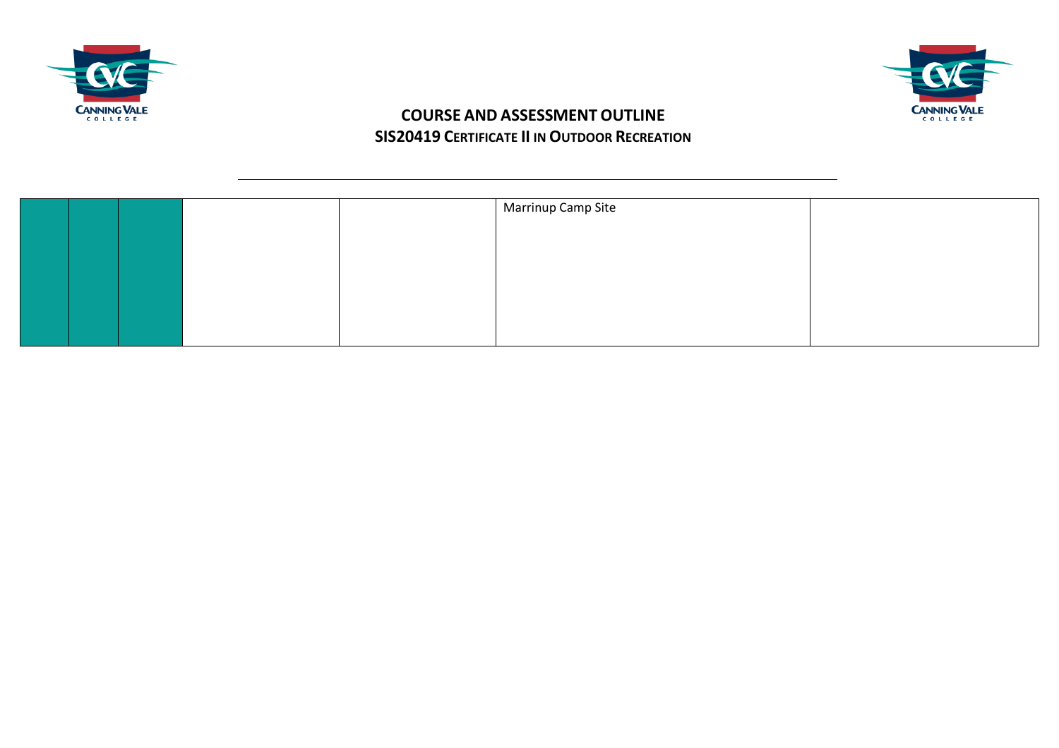# COURSE AND ASSESSMENT OUTLINE

## SIS20419 CERTIFICATE II IN OUTDOOR RECREATION

| | | | | | | |
|---|---|---|---|---|---|---|
| | | | | | Marrinup Camp Site | |